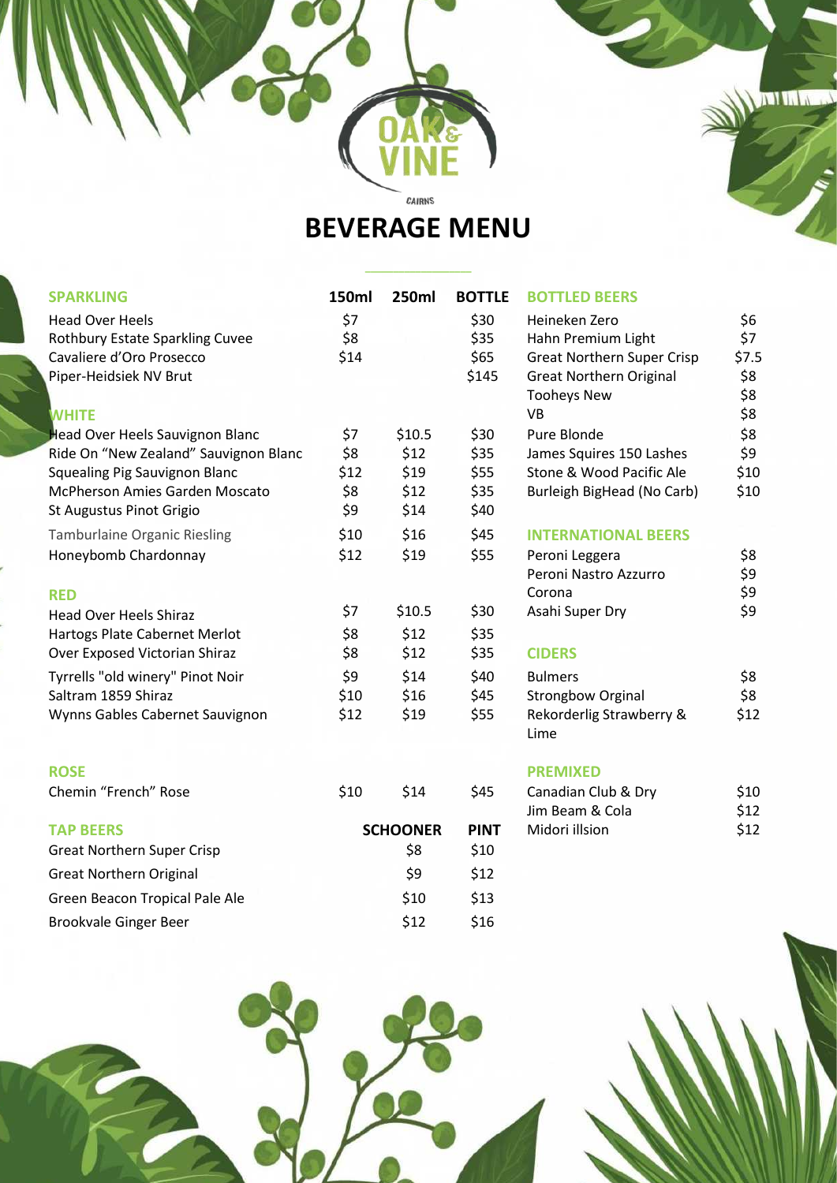OAK & VINE

CAIRNS

# BEVERAGE MENU

## SPARKLING

| SPARKLING | 150ml | 250ml | BOTTLE |
|---|---|---|---|
| Head Over Heels | $7 | | $30 |
| Rothbury Estate Sparkling Cuvee | $8 | | $35 |
| Cavaliere d'Oro Prosecco | $14 | | $65 |
| Piper-Heidsiek NV Brut | | | $145 |

## WHITE

| WHITE | 150ml | 250ml | BOTTLE |
|---|---|---|---|
| Head Over Heels Sauvignon Blanc | $7 | $10.5 | $30 |
| Ride On "New Zealand" Sauvignon Blanc | $8 | $12 | $35 |
| Squealing Pig Sauvignon Blanc | $12 | $19 | $55 |
| McPherson Amies Garden Moscato | $8 | $12 | $35 |
| St Augustus Pinot Grigio | $9 | $14 | $40 |
| Tamburlaine Organic Riesling | $10 | $16 | $45 |
| Honeybomb Chardonnay | $12 | $19 | $55 |

## RED

| RED | 150ml | 250ml | BOTTLE |
|---|---|---|---|
| Head Over Heels Shiraz | $7 | $10.5 | $30 |
| Hartogs Plate Cabernet Merlot | $8 | $12 | $35 |
| Over Exposed Victorian Shiraz | $8 | $12 | $35 |
| Tyrrells "old winery" Pinot Noir | $9 | $14 | $40 |
| Saltram 1859 Shiraz | $10 | $16 | $45 |
| Wynns Gables Cabernet Sauvignon | $12 | $19 | $55 |

## ROSE

| ROSE | 150ml | 250ml | BOTTLE |
|---|---|---|---|
| Chemin "French" Rose | $10 | $14 | $45 |

## TAP BEERS

| TAP BEERS | SCHOONER | PINT |
|---|---|---|
| Great Northern Super Crisp | $8 | $10 |
| Great Northern Original | $9 | $12 |
| Green Beacon Tropical Pale Ale | $10 | $13 |
| Brookvale Ginger Beer | $12 | $16 |

## BOTTLED BEERS

| BOTTLED BEERS | |
|---|---|
| Heineken Zero | $6 |
| Hahn Premium Light | $7 |
| Great Northern Super Crisp | $7.5 |
| Great Northern Original | $8 |
| Tooheys New | $8 |
| VB | $8 |
| Pure Blonde | $8 |
| James Squires 150 Lashes | $9 |
| Stone & Wood Pacific Ale | $10 |
| Burleigh BigHead (No Carb) | $10 |

## INTERNATIONAL BEERS

| INTERNATIONAL BEERS | |
|---|---|
| Peroni Leggera | $8 |
| Peroni Nastro Azzurro | $9 |
| Corona | $9 |
| Asahi Super Dry | $9 |

## CIDERS

| CIDERS | |
|---|---|
| Bulmers | $8 |
| Strongbow Orginal | $8 |
| Rekorderlig Strawberry & Lime | $12 |

## PREMIXED

| PREMIXED | |
|---|---|
| Canadian Club & Dry | $10 |
| Jim Beam & Cola | $12 |
| Midori illsion | $12 |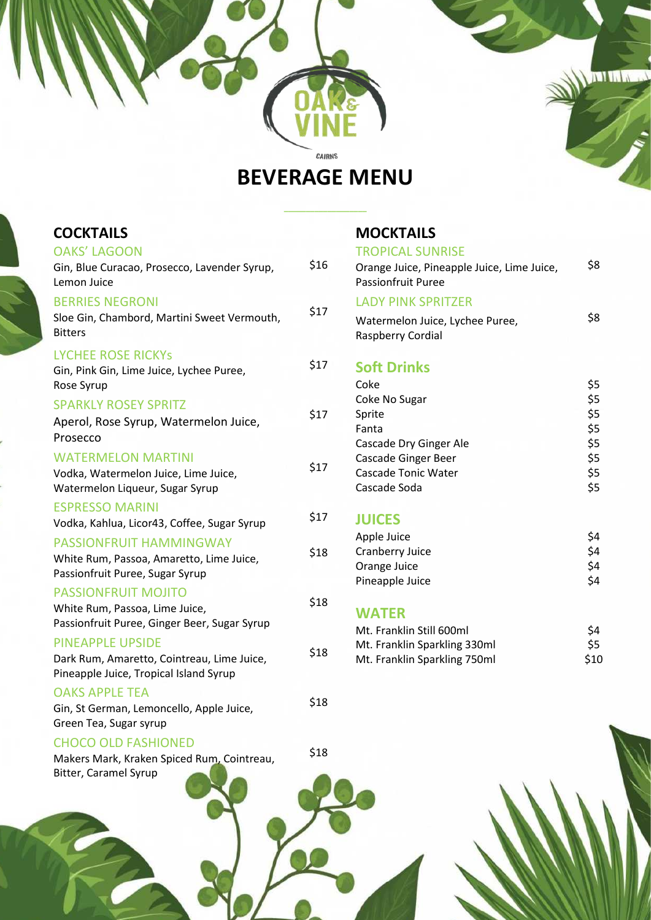OAK & VINE

CAIRNS

# BEVERAGE MENU

## COCKTAILS

### OAKS' LAGOON
Gin, Blue Curacao, Prosecco, Lavender Syrup, Lemon Juice — $16

### BERRIES NEGRONI
Sloe Gin, Chambord, Martini Sweet Vermouth, Bitters — $17

### LYCHEE ROSE RICKYs
Gin, Pink Gin, Lime Juice, Lychee Puree, Rose Syrup — $17

### SPARKLY ROSEY SPRITZ
Aperol, Rose Syrup, Watermelon Juice, Prosecco — $17

### WATERMELON MARTINI
Vodka, Watermelon Juice, Lime Juice, Watermelon Liqueur, Sugar Syrup — $17

### ESPRESSO MARINI
Vodka, Kahlua, Licor43, Coffee, Sugar Syrup — $17

### PASSIONFRUIT HAMMINGWAY
White Rum, Passoa, Amaretto, Lime Juice, Passionfruit Puree, Sugar Syrup — $18

### PASSIONFRUIT MOJITO
White Rum, Passoa, Lime Juice, Passionfruit Puree, Ginger Beer, Sugar Syrup — $18

### PINEAPPLE UPSIDE
Dark Rum, Amaretto, Cointreau, Lime Juice, Pineapple Juice, Tropical Island Syrup — $18

### OAKS APPLE TEA
Gin, St German, Lemoncello, Apple Juice, Green Tea, Sugar syrup — $18

### CHOCO OLD FASHIONED
Makers Mark, Kraken Spiced Rum, Cointreau, Bitter, Caramel Syrup — $18

## MOCKTAILS

### TROPICAL SUNRISE
Orange Juice, Pineapple Juice, Lime Juice, Passionfruit Puree — $8

### LADY PINK SPRITZER
Watermelon Juice, Lychee Puree, Raspberry Cordial — $8

## Soft Drinks

| | |
|---|---|
| Coke | $5 |
| Coke No Sugar | $5 |
| Sprite | $5 |
| Fanta | $5 |
| Cascade Dry Ginger Ale | $5 |
| Cascade Ginger Beer | $5 |
| Cascade Tonic Water | $5 |
| Cascade Soda | $5 |

## JUICES

| | |
|---|---|
| Apple Juice | $4 |
| Cranberry Juice | $4 |
| Orange Juice | $4 |
| Pineapple Juice | $4 |

## WATER

| | |
|---|---|
| Mt. Franklin Still 600ml | $4 |
| Mt. Franklin Sparkling 330ml | $5 |
| Mt. Franklin Sparkling 750ml | $10 |